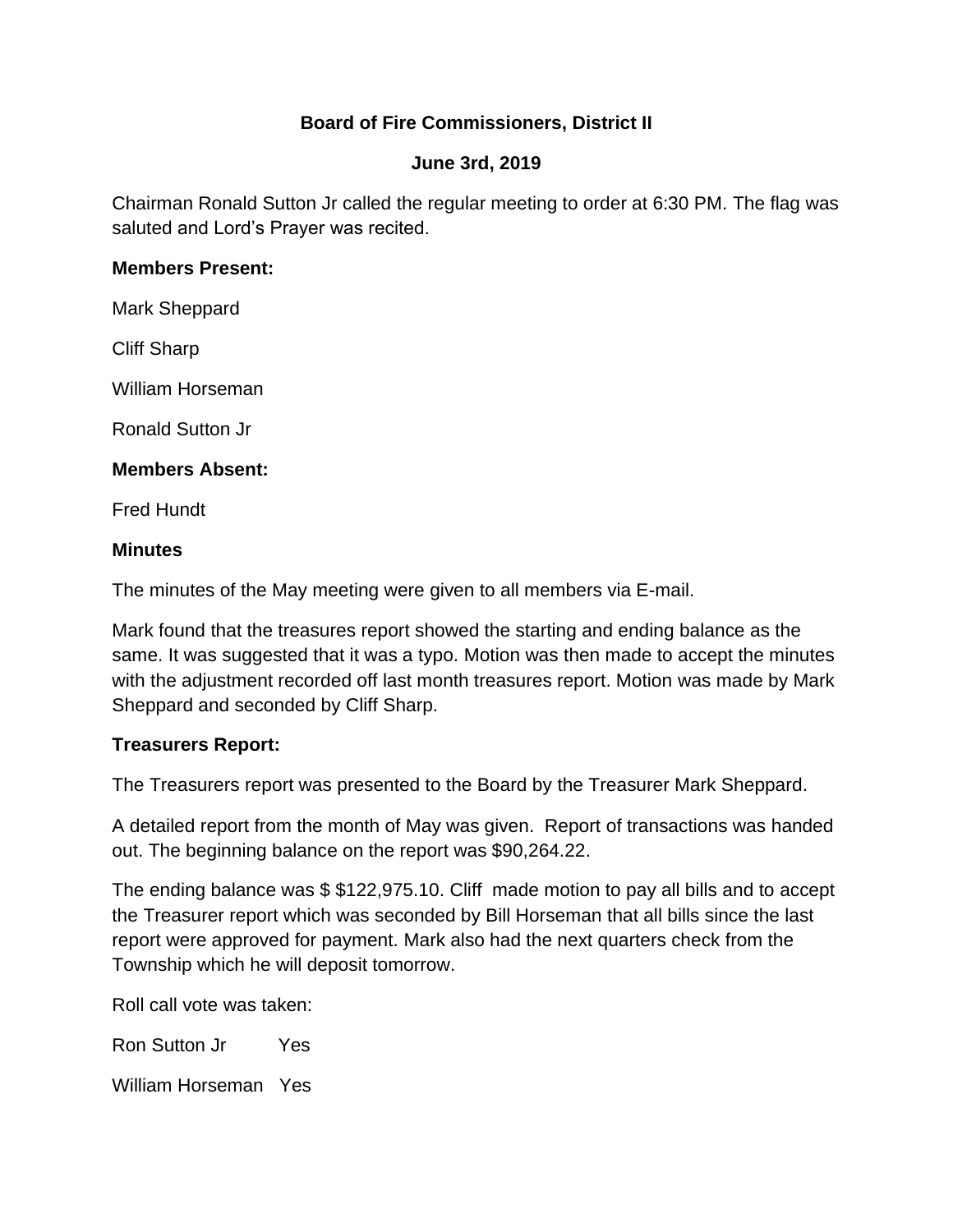**Board of Fire Commissioners, District II**

**June 3rd, 2019**

Chairman Ronald Sutton Jr called the regular meeting to order at 6:30 PM. The flag was saluted and Lord's Prayer was recited.

**Members Present:**

Mark Sheppard

Cliff Sharp

William Horseman

Ronald Sutton Jr

**Members Absent:**

Fred Hundt

**Minutes**

The minutes of the May meeting were given to all members via E-mail.

Mark found that the treasures report showed the starting and ending balance as the same. It was suggested that it was a typo. Motion was then made to accept the minutes with the adjustment recorded off last month treasures report. Motion was made by Mark Sheppard and seconded by Cliff Sharp.

**Treasurers Report:**

The Treasurers report was presented to the Board by the Treasurer Mark Sheppard.

A detailed report from the month of May was given. Report of transactions was handed out. The beginning balance on the report was $90,264.22.

The ending balance was $ $122,975.10. Cliff made motion to pay all bills and to accept the Treasurer report which was seconded by Bill Horseman that all bills since the last report were approved for payment. Mark also had the next quarters check from the Township which he will deposit tomorrow.

Roll call vote was taken:

Ron Sutton Jr Yes

William Horseman Yes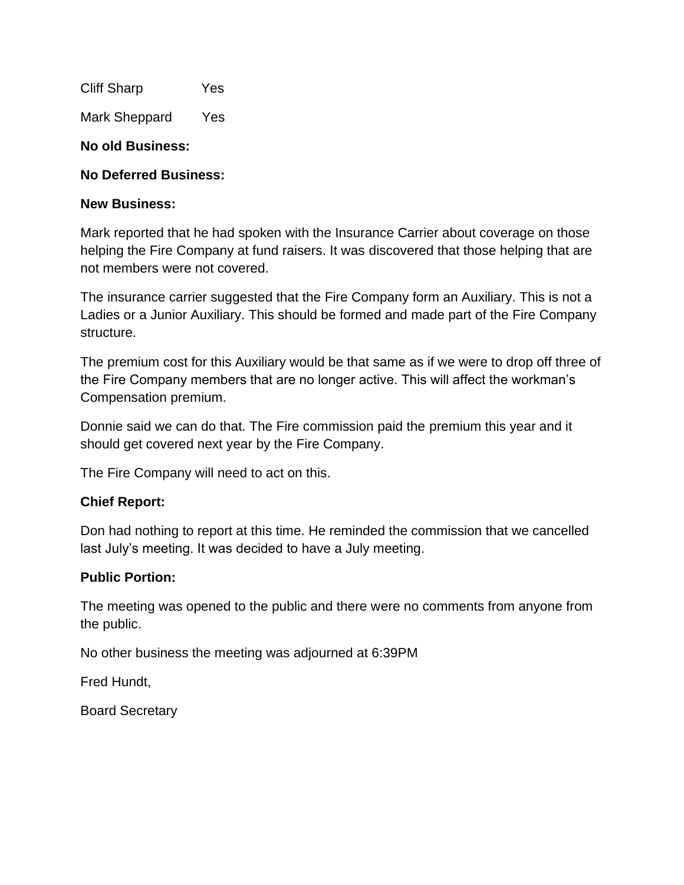| | |
|---|---|
| Cliff Sharp | Yes |
| Mark Sheppard | Yes |

**No old Business:**

**No Deferred Business:**

**New Business:**

Mark reported that he had spoken with the Insurance Carrier about coverage on those helping the Fire Company at fund raisers. It was discovered that those helping that are not members were not covered.

The insurance carrier suggested that the Fire Company form an Auxiliary. This is not a Ladies or a Junior Auxiliary. This should be formed and made part of the Fire Company structure.

The premium cost for this Auxiliary would be that same as if we were to drop off three of the Fire Company members that are no longer active. This will affect the workman's Compensation premium.

Donnie said we can do that. The Fire commission paid the premium this year and it should get covered next year by the Fire Company.

The Fire Company will need to act on this.

**Chief Report:**

Don had nothing to report at this time. He reminded the commission that we cancelled last July's meeting. It was decided to have a July meeting.

**Public Portion:**

The meeting was opened to the public and there were no comments from anyone from the public.

No other business the meeting was adjourned at 6:39PM

Fred Hundt,

Board Secretary